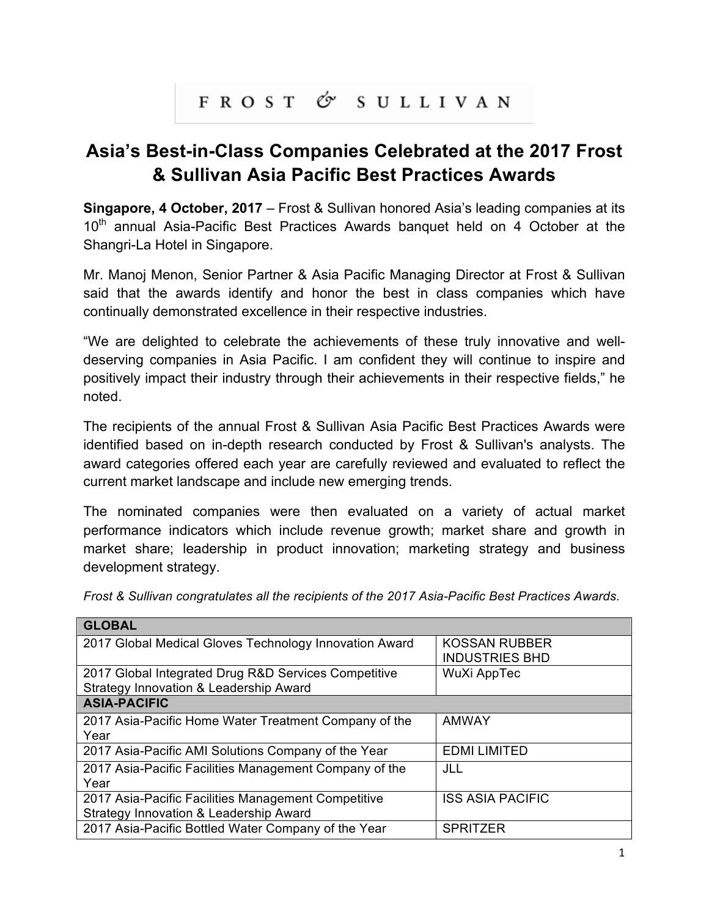FROST & SULLIVAN

# Asia's Best-in-Class Companies Celebrated at the 2017 Frost & Sullivan Asia Pacific Best Practices Awards

**Singapore, 4 October, 2017** – Frost & Sullivan honored Asia's leading companies at its 10th annual Asia-Pacific Best Practices Awards banquet held on 4 October at the Shangri-La Hotel in Singapore.

Mr. Manoj Menon, Senior Partner & Asia Pacific Managing Director at Frost & Sullivan said that the awards identify and honor the best in class companies which have continually demonstrated excellence in their respective industries.

"We are delighted to celebrate the achievements of these truly innovative and well-deserving companies in Asia Pacific. I am confident they will continue to inspire and positively impact their industry through their achievements in their respective fields," he noted.

The recipients of the annual Frost & Sullivan Asia Pacific Best Practices Awards were identified based on in-depth research conducted by Frost & Sullivan's analysts. The award categories offered each year are carefully reviewed and evaluated to reflect the current market landscape and include new emerging trends.

The nominated companies were then evaluated on a variety of actual market performance indicators which include revenue growth; market share and growth in market share; leadership in product innovation; marketing strategy and business development strategy.

*Frost & Sullivan congratulates all the recipients of the 2017 Asia-Pacific Best Practices Awards.*

| **GLOBAL** | |
|---|---|
| 2017 Global Medical Gloves Technology Innovation Award | KOSSAN RUBBER INDUSTRIES BHD |
| 2017 Global Integrated Drug R&D Services Competitive Strategy Innovation & Leadership Award | WuXi AppTec |
| **ASIA-PACIFIC** | |
| 2017 Asia-Pacific Home Water Treatment Company of the Year | AMWAY |
| 2017 Asia-Pacific AMI Solutions Company of the Year | EDMI LIMITED |
| 2017 Asia-Pacific Facilities Management Company of the Year | JLL |
| 2017 Asia-Pacific Facilities Management Competitive Strategy Innovation & Leadership Award | ISS ASIA PACIFIC |
| 2017 Asia-Pacific Bottled Water Company of the Year | SPRITZER |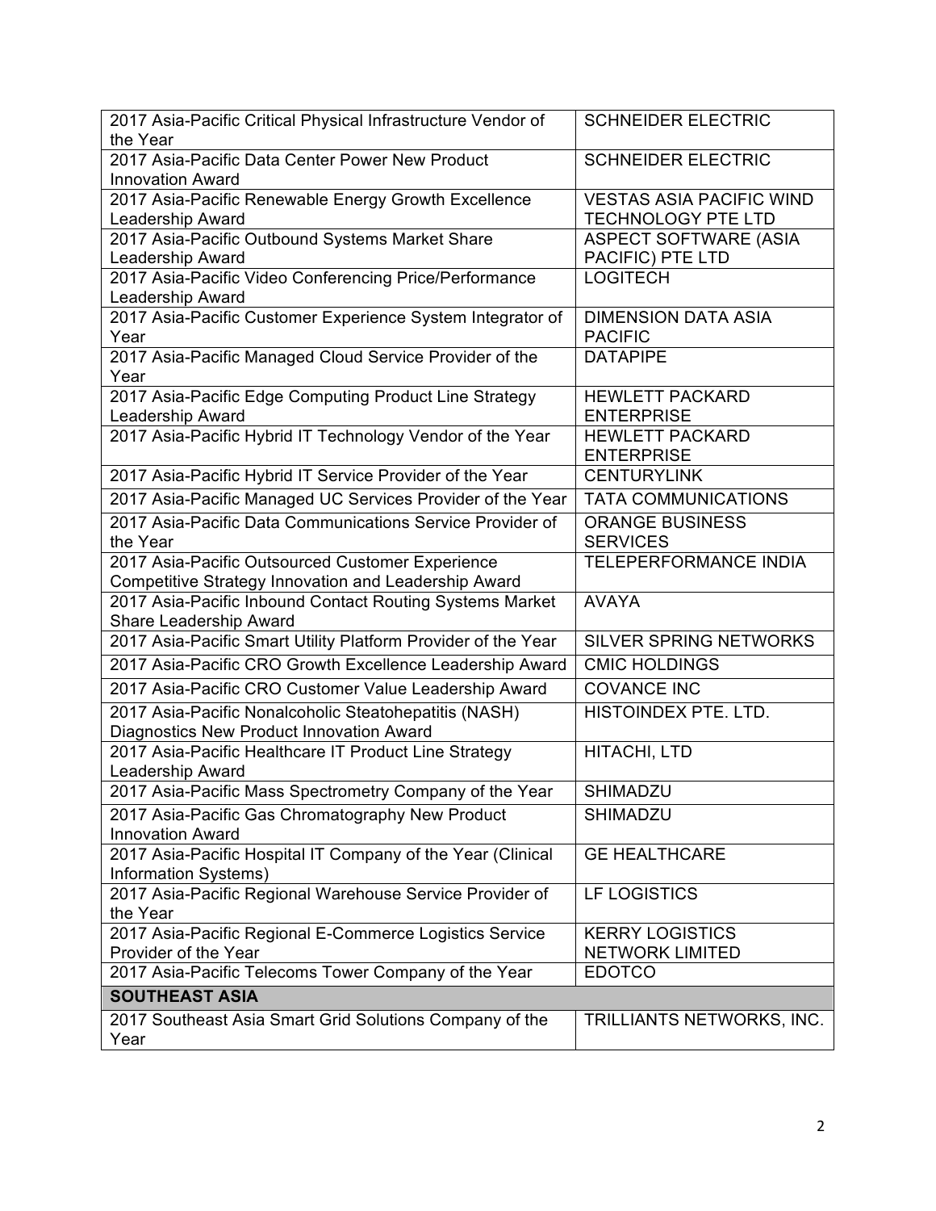| | |
|---|---|
| 2017 Asia-Pacific Critical Physical Infrastructure Vendor of the Year | SCHNEIDER ELECTRIC |
| 2017 Asia-Pacific Data Center Power New Product Innovation Award | SCHNEIDER ELECTRIC |
| 2017 Asia-Pacific Renewable Energy Growth Excellence Leadership Award | VESTAS ASIA PACIFIC WIND TECHNOLOGY PTE LTD |
| 2017 Asia-Pacific Outbound Systems Market Share Leadership Award | ASPECT SOFTWARE (ASIA PACIFIC) PTE LTD |
| 2017 Asia-Pacific Video Conferencing Price/Performance Leadership Award | LOGITECH |
| 2017 Asia-Pacific Customer Experience System Integrator of Year | DIMENSION DATA ASIA PACIFIC |
| 2017 Asia-Pacific Managed Cloud Service Provider of the Year | DATAPIPE |
| 2017 Asia-Pacific Edge Computing Product Line Strategy Leadership Award | HEWLETT PACKARD ENTERPRISE |
| 2017 Asia-Pacific Hybrid IT Technology Vendor of the Year | HEWLETT PACKARD ENTERPRISE |
| 2017 Asia-Pacific Hybrid IT Service Provider of the Year | CENTURYLINK |
| 2017 Asia-Pacific Managed UC Services Provider of the Year | TATA COMMUNICATIONS |
| 2017 Asia-Pacific Data Communications Service Provider of the Year | ORANGE BUSINESS SERVICES |
| 2017 Asia-Pacific Outsourced Customer Experience Competitive Strategy Innovation and Leadership Award | TELEPERFORMANCE INDIA |
| 2017 Asia-Pacific Inbound Contact Routing Systems Market Share Leadership Award | AVAYA |
| 2017 Asia-Pacific Smart Utility Platform Provider of the Year | SILVER SPRING NETWORKS |
| 2017 Asia-Pacific CRO Growth Excellence Leadership Award | CMIC HOLDINGS |
| 2017 Asia-Pacific CRO Customer Value Leadership Award | COVANCE INC |
| 2017 Asia-Pacific Nonalcoholic Steatohepatitis (NASH) Diagnostics New Product Innovation Award | HISTOINDEX PTE. LTD. |
| 2017 Asia-Pacific Healthcare IT Product Line Strategy Leadership Award | HITACHI, LTD |
| 2017 Asia-Pacific Mass Spectrometry Company of the Year | SHIMADZU |
| 2017 Asia-Pacific Gas Chromatography New Product Innovation Award | SHIMADZU |
| 2017 Asia-Pacific Hospital IT Company of the Year (Clinical Information Systems) | GE HEALTHCARE |
| 2017 Asia-Pacific Regional Warehouse Service Provider of the Year | LF LOGISTICS |
| 2017 Asia-Pacific Regional E-Commerce Logistics Service Provider of the Year | KERRY LOGISTICS NETWORK LIMITED |
| 2017 Asia-Pacific Telecoms Tower Company of the Year | EDOTCO |
| **SOUTHEAST ASIA** | |
| 2017 Southeast Asia Smart Grid Solutions Company of the Year | TRILLIANTS NETWORKS, INC. |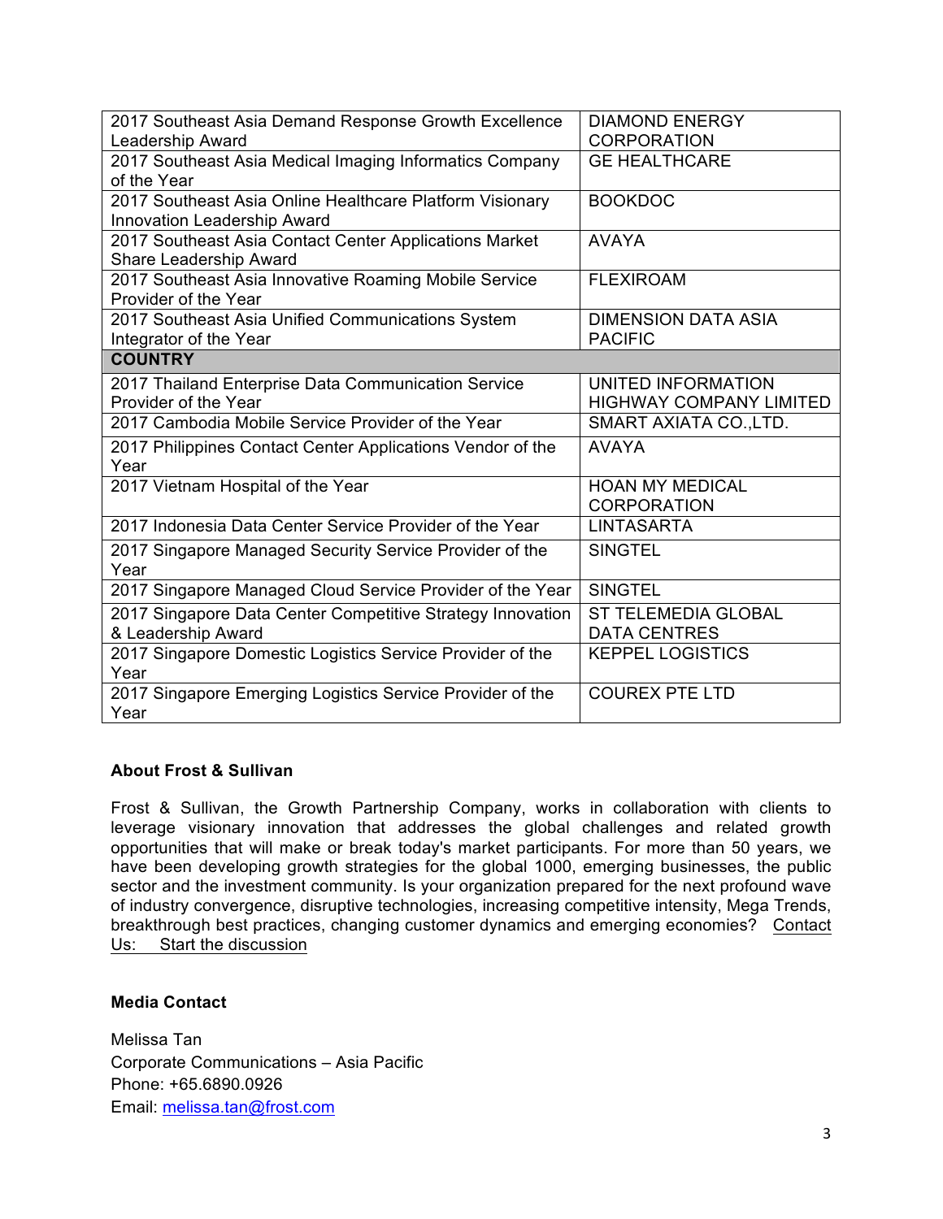| | |
|---|---|
| 2017 Southeast Asia Demand Response Growth Excellence Leadership Award | DIAMOND ENERGY CORPORATION |
| 2017 Southeast Asia Medical Imaging Informatics Company of the Year | GE HEALTHCARE |
| 2017 Southeast Asia Online Healthcare Platform Visionary Innovation Leadership Award | BOOKDOC |
| 2017 Southeast Asia Contact Center Applications Market Share Leadership Award | AVAYA |
| 2017 Southeast Asia Innovative Roaming Mobile Service Provider of the Year | FLEXIROAM |
| 2017 Southeast Asia Unified Communications System Integrator of the Year | DIMENSION DATA ASIA PACIFIC |
| **COUNTRY** | |
| 2017 Thailand Enterprise Data Communication Service Provider of the Year | UNITED INFORMATION HIGHWAY COMPANY LIMITED |
| 2017 Cambodia Mobile Service Provider of the Year | SMART AXIATA CO.,LTD. |
| 2017 Philippines Contact Center Applications Vendor of the Year | AVAYA |
| 2017 Vietnam Hospital of the Year | HOAN MY MEDICAL CORPORATION |
| 2017 Indonesia Data Center Service Provider of the Year | LINTASARTA |
| 2017 Singapore Managed Security Service Provider of the Year | SINGTEL |
| 2017 Singapore Managed Cloud Service Provider of the Year | SINGTEL |
| 2017 Singapore Data Center Competitive Strategy Innovation & Leadership Award | ST TELEMEDIA GLOBAL DATA CENTRES |
| 2017 Singapore Domestic Logistics Service Provider of the Year | KEPPEL LOGISTICS |
| 2017 Singapore Emerging Logistics Service Provider of the Year | COUREX PTE LTD |

**About Frost & Sullivan**

Frost & Sullivan, the Growth Partnership Company, works in collaboration with clients to leverage visionary innovation that addresses the global challenges and related growth opportunities that will make or break today's market participants. For more than 50 years, we have been developing growth strategies for the global 1000, emerging businesses, the public sector and the investment community. Is your organization prepared for the next profound wave of industry convergence, disruptive technologies, increasing competitive intensity, Mega Trends, breakthrough best practices, changing customer dynamics and emerging economies? Contact Us: Start the discussion

**Media Contact**

Melissa Tan
Corporate Communications – Asia Pacific
Phone: +65.6890.0926
Email: melissa.tan@frost.com